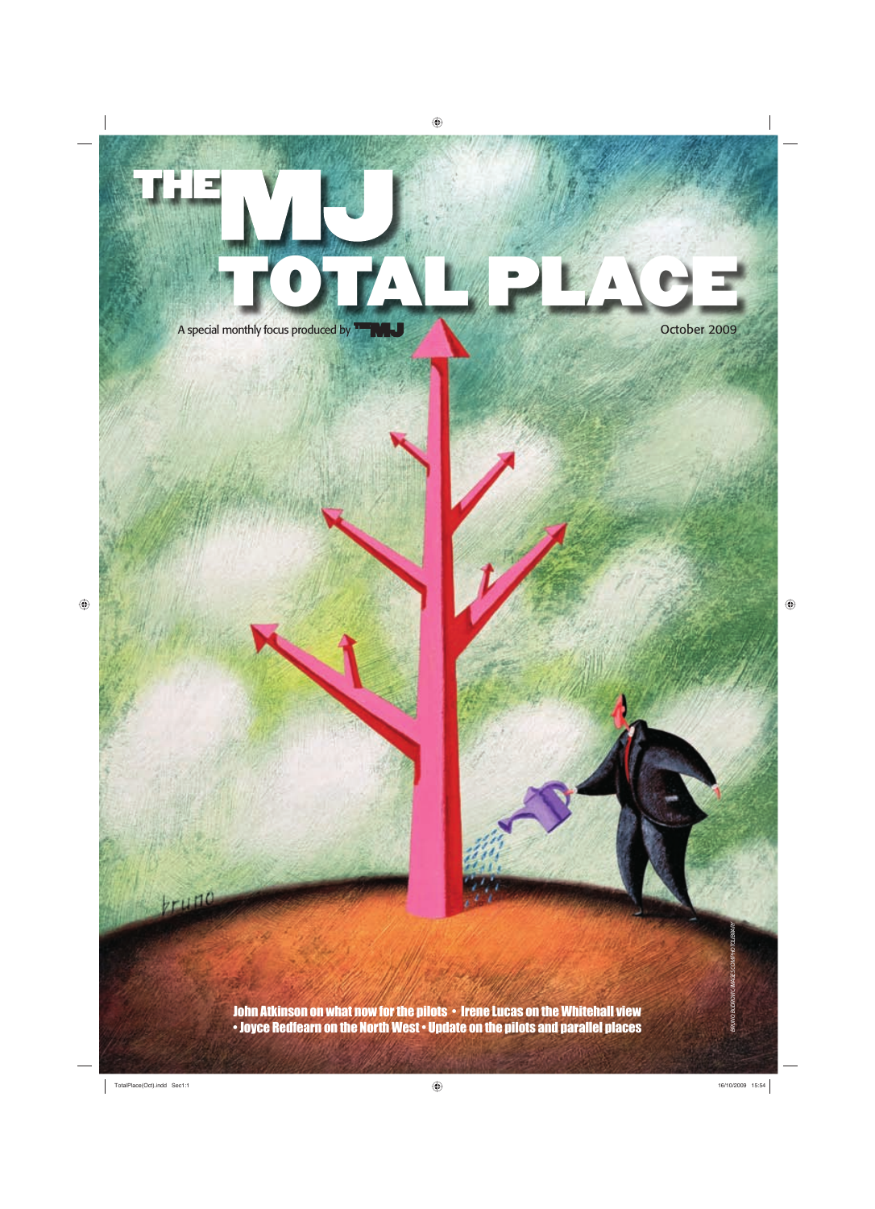# THE MJ TOTAL PLACE

A special monthly focus produced by The MJ

October 2009

John Atkinson on what now for the pilots • Irene Lucas on the Whitehall view • Joyce Redfearn on the North West • Update on the pilots and parallel places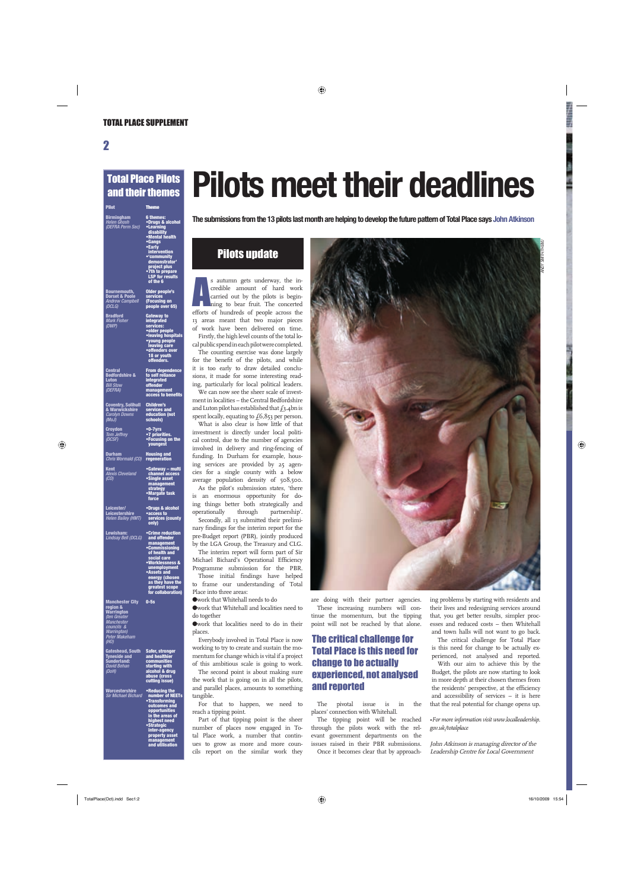# Pilots meet their deadlines

**The submissions from the 13 pilots last month are helping to develop the future pattern of Total Place says John Atkinson**

## Total Place Pilots and their themes

| Pilot | Theme |
|---|---|
| Birmingham *Helen Ghosh (DEFRA Perm Sec)* | 6 themes: •Drugs & alcohol •Learning disability •Mental health •Gangs •Early intervention •'community demonstrator' project plus •7th to prepare LSP for results of the 6 |
| Bournemouth, Dorset & Poole *Andrew Campbell (DCLG)* | Older people's services (Focusing on people over 65) |
| Bradford *Mark Fisher (DWP)* | Gateway to integrated services: •older people •leaving hospitals •young people leaving care •offenders over 18 or youth offenders. |
| Central Bedfordshire & Luton *Bill Stow (DEFRA)* | From dependence to self reliance integrated offender management access to benefits |
| Coventry, Solihull & Warwickshire *Carolyn Downs (MoJ)* | Children's services and education (not schools) |
| Croydon *Tom Jeffrey (DCSF)* | •0-7yrs •7 priorities. •Focusing on the youngest |
| Durham *Chris Wormald (CO)* | Housing and regeneration |
| Kent *Alexis Cleveland (CO)* | •Gateway – multi channel access •Single asset management strategy •Margate task force |
| Leicester/ Leicestershire *Helen Bailey (HMT)* | •Drugs & alcohol •access to services (county only) |
| Lewisham: *Lindsay Bell (DCLG)* | •Crime reduction and offender management •Commissioning of health and social care •Worklessness & unemployment •Assets and energy (chosen as they have the greatest scope for collaboration) |
| Manchester City region & Warrington *(ten Greater Manchester councils & Warrington) Peter Makeham (HO)* | 0-5s |
| Gateshead, South Tyneside and Sunderland: *David Behan (DoH)* | Safer, stronger and healthier communities starting with alcohol & drug abuse (cross cutting issue) |
| Worcestershire *Sir Michael Bichard* | •Reducing the number of NEETs •Transforming outcomes and opportunities in the areas of highest need •Strategic inter-agency property asset management and utilisation |

## Pilots update

As autumn gets underway, the incredible amount of hard work carried out by the pilots is beginning to bear fruit. The concerted efforts of hundreds of people across the 13 areas meant that two major pieces of work have been delivered on time.

Firstly, the high level counts of the total local public spend in each pilot were completed.

The counting exercise was done largely for the benefit of the pilots, and while it is too early to draw detailed conclusions, it made for some interesting reading, particularly for local political leaders.

We can now see the sheer scale of investment in localities – the Central Bedfordshire and Luton pilot has established that £3.4bn is spent locally, equating to £6,853 per person.

What is also clear is how little of that investment is directly under local political control, due to the number of agencies involved in delivery and ring-fencing of funding. In Durham for example, housing services are provided by 25 agencies for a single county with a below average population density of 508,500.

As the pilot's submission states, 'there is an enormous opportunity for doing things better both strategically and operationally through partnership'.

Secondly, all 13 submitted their preliminary findings for the interim report for the pre-Budget report (PBR), jointly produced by the LGA Group, the Treasury and CLG.

The interim report will form part of Sir Michael Bichard's Operational Efficiency Programme submission for the PBR.

Those initial findings have helped to frame our understanding of Total Place into three areas:

- work that Whitehall need to do
- work that Whitehall and localities need to do together
- work that localities need to do in their places.

Everybody involved in Total Place is now working to try to create and sustain the momentum for change which is vital if a project of this ambitious scale is going to work.

The second point is about making sure the work that is going on in all the pilots, and parallel places, amounts to something tangible.

For that to happen, we need to reach a tipping point.

Part of that tipping point is the sheer number of places now engaged in Total Place work, a number that continues to grow as more and more councils report on the similar work they are doing with their partner agencies.

These increasing numbers will continue the momentum, but the tipping point will not be reached by that alone.

### The critical challenge for Total Place is this need for change to be actually experienced, not analysed and reported

The pivotal issue is in the places' connection with Whitehall.

The tipping point will be reached through the pilots work with the relevant government departments on the issues raised in their PBR submissions.

Once it becomes clear that by approaching problems by starting with residents and their lives and redesigning services around that, you get better results, simpler processes and reduced costs – then Whitehall and town halls will not want to go back.

The critical challenge for Total Place is this need for change to be actually experienced, not analysed and reported.

With our aim to achieve this by the Budget, the pilots are now starting to look in more depth at their chosen themes from the residents' perspective, at the efficiency and accessibility of services – it is here that the real potential for change opens up.

*•For more information visit www.localleadership.gov.uk/totalplace*

*John Atkinson is managing director of the Leadership Centre for Local Government*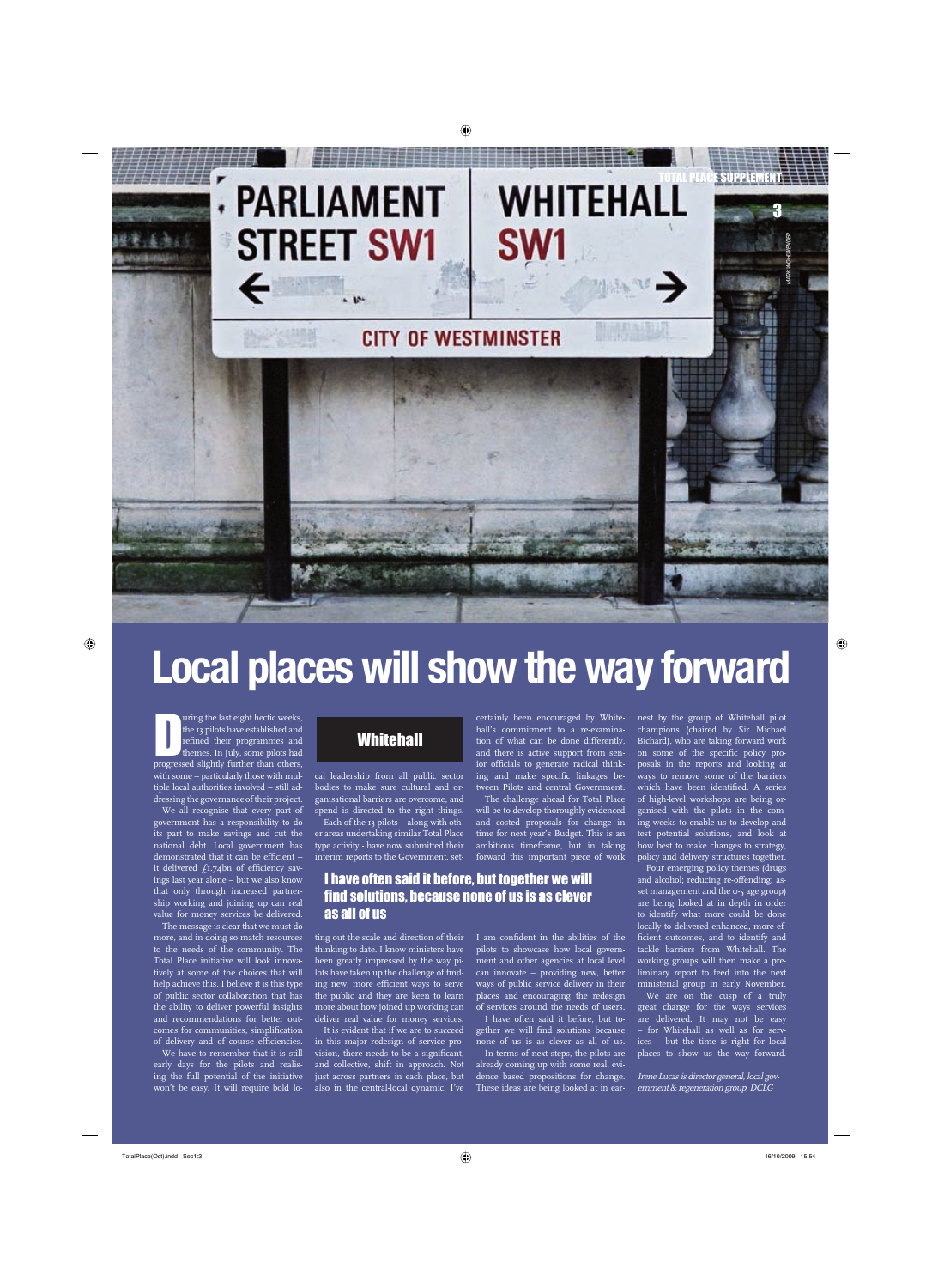# Local places will show the way forward

## Whitehall

During the last eight hectic weeks, the 13 pilots have established and refined their programmes and themes. In July, some pilots had progressed slightly further than others, with some – particularly those with multiple local authorities involved – still addressing the governance of their project.

We all recognise that every part of government has a responsibility to do its part to make savings and cut the national debt. Local government has demonstrated that it can be efficient – it delivered £1.74bn of efficiency savings last year alone – but we also know that only through increased partnership working and joining up can real value for money services be delivered.

The message is clear that we must do more, and in doing so match resources to the needs of the community. The Total Place initiative will look innovatively at some of the choices that will help achieve this. I believe it is this type of public sector collaboration that has the ability to deliver powerful insights and recommendations for better outcomes for communities, simplification of delivery and of course efficiencies.

We have to remember that it is still early days for the pilots and realising the full potential of the initiative won't be easy. It will require bold local leadership from all public sector bodies to make sure cultural and organisational barriers are overcome, and spend is directed to the right things.

Each of the 13 pilots – along with other areas undertaking similar Total Place type activity - have now submitted their interim reports to the Government, setting out the scale and direction of their thinking to date. I know ministers have been greatly impressed by the way pilots have taken up the challenge of finding new, more efficient ways to serve the public and they are keen to learn more about how joined up working can deliver real value for money services.

It is evident that if we are to succeed in this major redesign of service provision, there needs to be a significant, and collective, shift in approach. Not just across partners in each place, but also in the central-local dynamic. I've certainly been encouraged by Whitehall's commitment to a re-examination of what can be done differently, and there is active support from senior officials to generate radical thinking and make specific linkages between Pilots and central Government.

The challenge ahead for Total Place will be to develop thoroughly evidenced and costed proposals for change in time for next year's Budget. This is an ambitious timeframe, but in taking forward this important piece of work I am confident in the abilities of the pilots to showcase how local government and other agencies at local level can innovate – providing new, better ways of public service delivery in their places and encouraging the redesign of services around the needs of users.

**I have often said it before, but together we will find solutions, because none of us is as clever as all of us**

I have often said it before, but together we will find solutions because none of us is as clever as all of us.

In terms of next steps, the pilots are already coming up with some real, evidence based propositions for change. These ideas are being looked at in earnest by the group of Whitehall pilot champions (chaired by Sir Michael Bichard), who are taking forward work on some of the specific policy proposals in the reports and looking at ways to remove some of the barriers which have been identified. A series of high-level workshops are being organised with the pilots in the coming weeks to enable us to develop and test potential solutions, and look at how best to make changes to strategy, policy and delivery structures together.

Four emerging policy themes (drugs and alcohol; reducing re-offending; asset management and the 0-5 age group) are being looked at in depth in order to identify what more could be done locally to delivered enhanced, more efficient outcomes, and to identify and tackle barriers from Whitehall. The working groups will then make a preliminary report to feed into the next ministerial group in early November.

We are on the cusp of a truly great change for the ways services are delivered. It may not be easy – for Whitehall as well as for services – but the time is right for local places to show us the way forward.

*Irene Lucas is director general, local government & regeneration group, DCLG*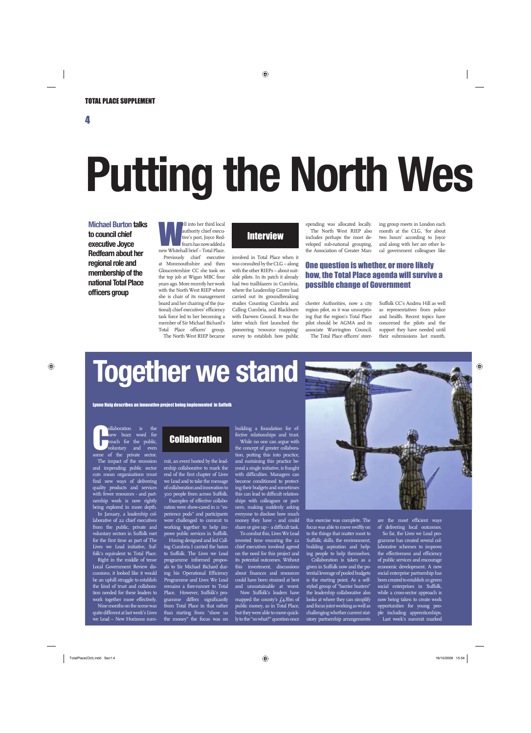TOTAL PLACE SUPPLEMENT

# Putting the North Wes

**Michael Burton talks to council chief executive Joyce Redfearn about her regional role and membership of the national Total Place officers group**

## Interview

Well into her third local authority chief executive's post, Joyce Redfearn has now added a new Whitehall brief – Total Place.

Previously chief executive at Monmouthshire and then Gloucestershire CC she took on the top job at Wigan MBC four years ago. More recently her work with the North West RIEP where she is chair of its management board and her chairing of the (national) chief executives' efficiency task force led to her becoming a member of Sir Michael Bichard's Total Place officers' group.

The North West RIEP became involved in Total Place when it was consulted by the CLG – along with the other RIEPs – about suitable pilots. In its patch it already had two trailblazers in Cumbria, where the Leadership Centre had carried out its groundbreaking studies Counting Cumbria and Calling Cumbria, and Blackburn with Darwen Council. It was the latter which first launched the pioneering 'resource mapping' survey to establish how public spending was allocated locally.

The North West RIEP also includes perhaps the most developed sub-national grouping, the Association of Greater Manchester Authorities, now a city region pilot, so it was unsurprising that the region's Total Place pilot should be AGMA and its associate Warrington Council.

The Total Place officers' steering group meets in London each month at the CLG, 'for about two hours' according to Joyce and along with her are other local government colleagues like Suffolk CC's Andrea Hill as well as representatives from police and health. Recent topics have concerned the pilots and the support they have needed until their submissions last month.

### One question is whether, or more likely how, the Total Place agenda will survive a possible change of Government

# Together we stand

**Lynne Haig describes an innovative project being implemented in Suffolk**

## Collaboration

Collaboration is the new buzz word for much for the public, voluntary and even some of the private sector.

The impact of the recession and impending public sector cuts mean organisations must find new ways of delivering quality products and services with fewer resources - and partnership work is now rightly being explored in more depth.

In January, a leadership collaborative of 22 chief executives from the public, private and voluntary sectors in Suffolk met for the first time as part of The Lives we Lead initiative, Suffolk's equivalent to Total Place.

Right in the middle of tense Local Government Review discussions, it looked like it would be an uphill struggle to establish the kind of trust and collaboration needed for these leaders to work together more effectively.

Nine months on the scene was quite different at last week's Lives we Lead – New Horizons summit, an event hosted by the leadership collaborative to mark the end of the first chapter of Lives we Lead and to take the message of collaboration and innovation to 300 people from across Suffolk.

Examples of effective collaboration were show-cased in 11 "experience pods" and participants were challenged to commit to working together to help improve public services in Suffolk.

Having designed and led Calling Cumbria I carried the baton to Suffolk. The Lives we Lead programme informed proposals to Sir Michael Bichard during his Operational Efficiency Programme and Lives We Lead remains a fore-runner to Total Place. However, Suffolk's programme differs significantly from Total Place in that rather than starting from "show us the money" the focus was on building a foundation for effective relationships and trust.

While no one can argue with the concept of greater collaboration, putting this into practice, and sustaining this practice beyond a single initiative, is fraught with difficulties. Managers can become conditioned to protecting their budgets and sometimes this can lead to difficult relationships with colleagues or partners, making suddenly asking everyone to disclose how much money they have - and could share or give up - a difficult task.

To combat this, Lives We Lead invested time ensuring the 22 chief executives involved agreed on the need for this project and its potential outcomes. Without this investment, discussions about finances and resources could have been strained at best and unsustainable at worst.

Now Suffolk's leaders have mapped the county's £4.8bn of public money, as in Total Place, but they were able to move quickly to the "so what?" question once this exercise was complete. The focus was able to move swiftly on to the things that matter most to Suffolk; skills, the environment, building aspiration and helping people to help themselves.

Collaboration is taken as a given in Suffolk now and the potential leverage of pooled budgets is the starting point. As a self-styled group of "barrier busters" the leadership collaborative also looks at where they can simplify and focus joint working as well as challenging whether current statutory partnership arrangements are the most efficient ways of delivering local outcomes.

So far, the Lives We Lead programme has created several collaborative schemes to improve the effectiveness and efficiency of public services and encourage economic development. A new social enterprise partnership has been created to establish 10 green social enterprises in Suffolk, while a cross-sector approach is now being taken to create work opportunities for young people including apprenticeships.

Last week's summit marked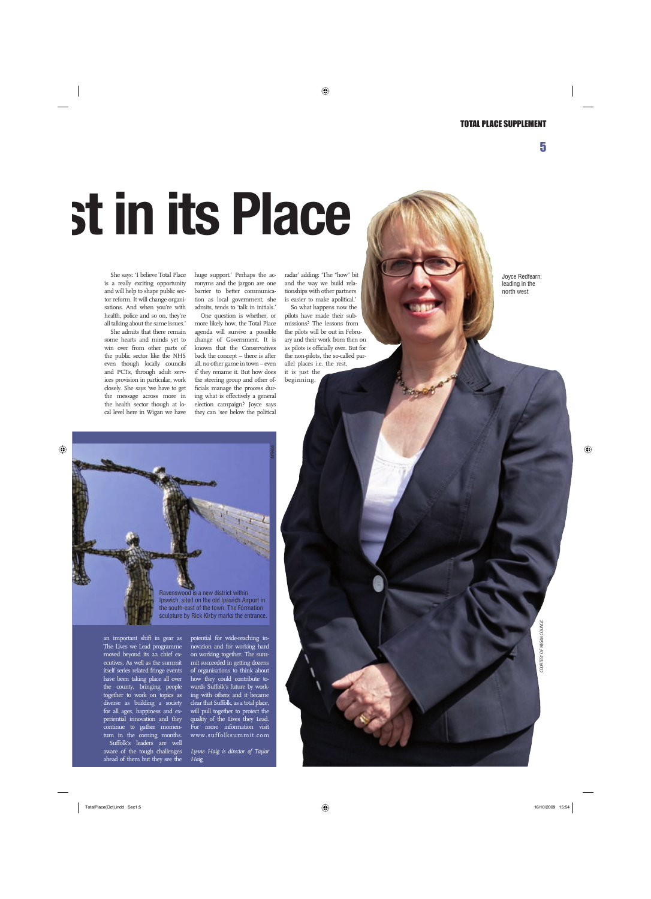# st in its Place

She says: 'I believe Total Place is a really exciting opportunity and will help to shape public sector reform. It will change organisations. And when you're with health, police and so on, they're all talking about the same issues.'

She admits that there remain some hearts and minds yet to win over from other parts of the public sector like the NHS even though locally councils and PCTs, through adult services provision in particular, work closely. She says 'we have to get the message across more in the health sector though at local level here in Wigan we have huge support.' Perhaps the acronyms and the jargon are one barrier to better communication as local government, she admits, tends to 'talk in initials.'

One question is whether, or more likely how, the Total Place agenda will survive a possible change of Government. It is known that the Conservatives back the concept – there is after all, no other game in town – even if they rename it. But how does the steering group and other officials manage the process during what is effectively a general election campaign? Joyce says they can 'see below the political radar' adding: 'The "how" bit and the way we build relationships with other partners is easier to make apolitical.'

So what happens now the pilots have made their submissions? The lessons from the pilots will be out in February and their work from then on as pilots is officially over. But for the non-pilots, the so-called parallel places i.e. the rest, it is just the beginning.

Joyce Redfearn: leading in the north west

COURTESY OF WIGAN COUNCIL

Ravenswood is a new district within Ipswich, sited on the old Ipswich Airport in the south-east of the town. The Formation sculpture by Rick Kirby marks the entrance.

an important shift in gear as The Lives we Lead programme moved beyond its 22 chief executives. As well as the summit itself series related fringe events have been taking place all over the county, bringing people together to work on topics as diverse as building a society for all ages, happiness and experiential innovation and they continue to gather momentum in the coming months.

Suffolk's leaders are well aware of the tough challenges ahead of them but they see the potential for wide-reaching innovation and for working hard on working together. The summit succeeded in getting dozens of organisations to think about how they could contribute towards Suffolk's future by working with others and it became clear that Suffolk, as a total place, will pull together to protect the quality of the Lives they Lead. For more information visit www.suffolksummit.com

*Lynne Haig is director of Taylor Haig*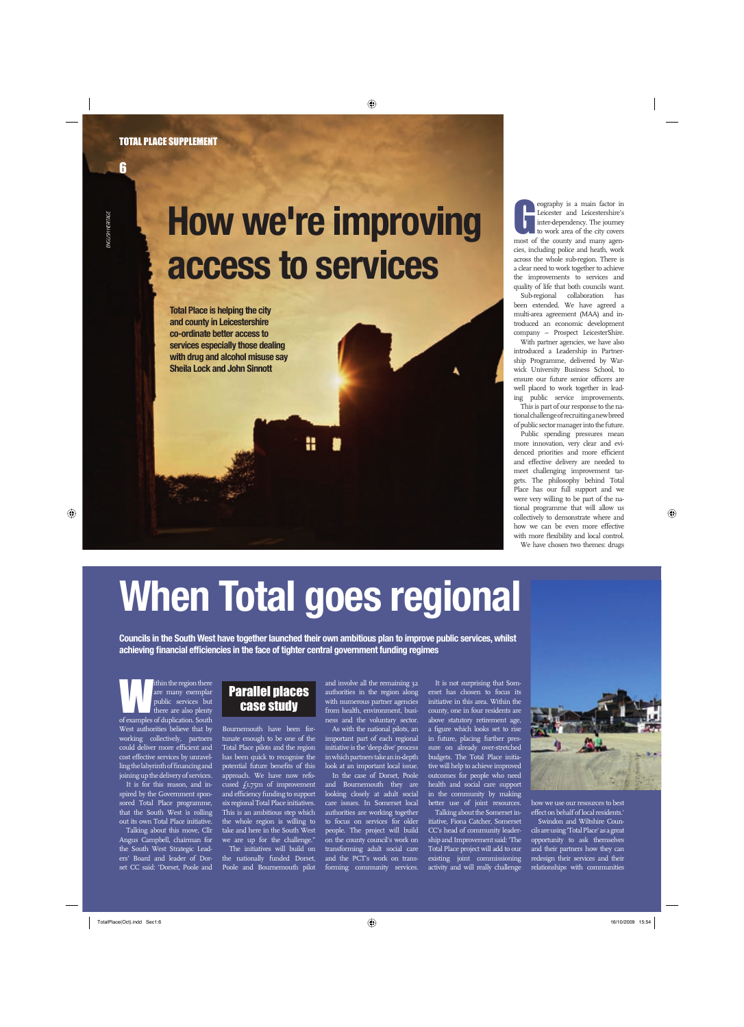# How we're improving access to services

**Total Place is helping the city and county in Leicestershire co-ordinate better access to services especially those dealing with drug and alcohol misuse say Sheila Lock and John Sinnott**

Geography is a main factor in Leicester and Leicestershire's inter-dependency. The journey to work area of the city covers most of the county and many agencies, including police and heath, work across the whole sub-region. There is a clear need to work together to achieve the improvements to services and quality of life that both councils want.

Sub-regional collaboration has been extended. We have agreed a multi-area agreement (MAA) and introduced an economic development company – Prospect LeicesterShire.

With partner agencies, we have also introduced a Leadership in Partnership Programme, delivered by Warwick University Business School, to ensure our future senior officers are well placed to work together in leading public service improvements. This is part of our response to the national challenge of recruiting a new breed of public sector manager into the future.

Public spending pressures mean more innovation, very clear and evidenced priorities and more efficient and effective delivery are needed to meet challenging improvement targets. The philosophy behind Total Place has our full support and we were very willing to be part of the national programme that will allow us collectively to demonstrate where and how we can be even more effective with more flexibility and local control.

We have chosen two themes: drugs

# When Total goes regional

**Councils in the South West have together launched their own ambitious plan to improve public services, whilst achieving financial efficiencies in the face of tighter central government funding regimes**

Within the region there are many exemplar public services but there are also plenty of examples of duplication. South West authorities believe that by working collectively, partners could deliver more efficient and cost effective services by unravelling the labyrinth of financing and joining up the delivery of services.

It is for this reason, and inspired by the Government sponsored Total Place programme, that the South West is rolling out its own Total Place initiative.

Talking about this move, Cllr Angus Campbell, chairman for the South West Strategic Leaders' Board and leader of Dorset CC said: 'Dorset, Poole and Bournemouth have been fortunate enough to be one of the Total Place pilots and the region has been quick to recognise the potential future benefits of this approach. We have now refocused £1.75m of improvement and efficiency funding to support six regional Total Place initiatives. This is an ambitious step which the whole region is willing to take and here in the South West we are up for the challenge.'

The initiatives will build on the nationally funded Dorset, Poole and Bournemouth pilot and involve all the remaining 32 authorities in the region along with numerous partner agencies from health, environment, business and the voluntary sector.

As with the national pilots, an important part of each regional initiative is the 'deep dive' process in which partners take an in-depth look at an important local issue.

In the case of Dorset, Poole and Bournemouth they are looking closely at adult social care issues. In Somerset local authorities are working together to focus on services for older people. The project will build on the county council's work on transforming adult social care and the PCT's work on transforming community services.

It is not surprising that Somerset has chosen to focus its initiative in this area. Within the county, one in four residents are above statutory retirement age, a figure which looks set to rise in future, placing further pressure on already over-stretched budgets. The Total Place initiative will help to achieve improved outcomes for people who need health and social care support in the community by making better use of joint resources.

Talking about the Somerset initiative, Fiona Catcher, Somerset CC's head of community leadership and Improvement said: 'The Total Place project will add to our existing joint commissioning activity and will really challenge how we use our resources to best effect on behalf of local residents.'

Swindon and Wiltshire Councils are using 'Total Place' as a great opportunity to ask themselves and their partners how they can redesign their services and their relationships with communities

## Parallel places case study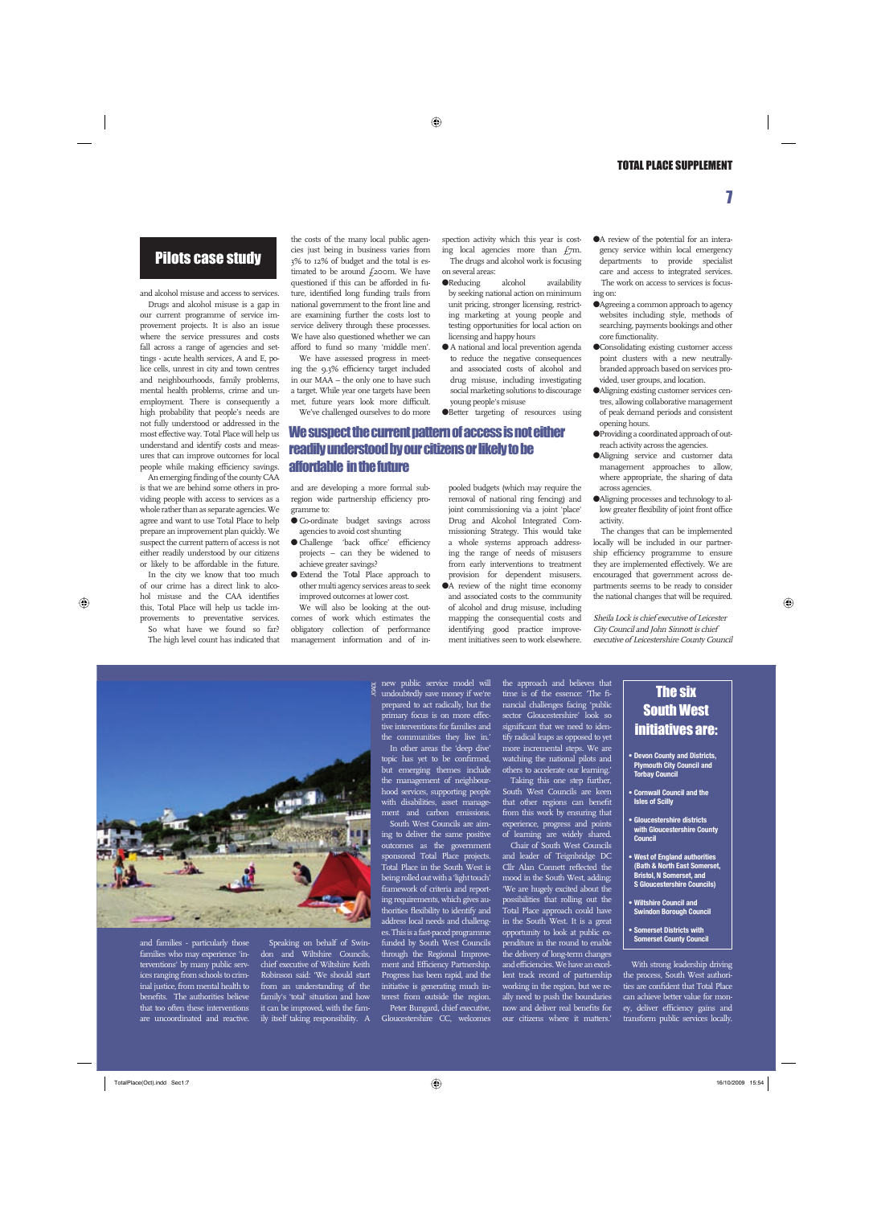## Pilots case study

and alcohol misuse and access to services.

Drugs and alcohol misuse is a gap in our current programme of service improvement projects. It is also an issue where the service pressures and costs fall across a range of agencies and settings - acute health services, A and E, police cells, unrest in city and town centres and neighbourhoods, family problems, mental health problems, crime and unemployment. There is consequently a high probability that people's needs are not fully understood or addressed in the most effective way. Total Place will help us understand and identify costs and measures that can improve outcomes for local people while making efficiency savings.

An emerging finding of the county CAA is that we are behind some others in providing people with access to services as a whole rather than as separate agencies. We agree and want to use Total Place to help prepare an improvement plan quickly. We suspect the current pattern of access is not either readily understood by our citizens or likely to be affordable in the future.

In the city we know that too much of our crime has a direct link to alcohol misuse and the CAA identifies this, Total Place will help us tackle improvements to preventative services.

So what have we found so far? The high level count has indicated that the costs of the many local public agencies just being in business varies from 3% to 12% of budget and the total is estimated to be around £200m. We have questioned if this can be afforded in future, identified long funding trails from national government to the front line and are examining further the costs lost to service delivery through these processes. We have also questioned whether we can afford to fund so many 'middle men'.

We have assessed progress in meeting the 9.3% efficiency target included in our MAA – the only one to have such a target. While year one targets have been met, future years look more difficult.

We've challenged ourselves to do more and are developing a more formal subregion wide partnership efficiency programme to:

- Co-ordinate budget savings across agencies to avoid cost shunting
- Challenge 'back office' efficiency projects – can they be widened to achieve greater savings?
- Extend the Total Place approach to other multi agency services areas to seek improved outcomes at lower cost.

We will also be looking at the outcomes of work which estimates the obligatory collection of performance management information and of inspection activity which this year is costing local agencies more than £7m.

**We suspect the current pattern of access is not either readily understood by our citizens or likely to be affordable in the future**

The drugs and alcohol work is focusing on several areas:

- Reducing alcohol availability by seeking national action on minimum unit pricing, stronger licensing, restricting marketing at young people and testing opportunities for local action on licensing and happy hours
- A national and local prevention agenda to reduce the negative consequences and associated costs of alcohol and drug misuse, including investigating social marketing solutions to discourage young people's misuse
- Better targeting of resources using pooled budgets (which may require the removal of national ring fencing) and joint commissioning via a joint 'place' Drug and Alcohol Integrated Commissioning Strategy. This would take a whole systems approach addressing the range of needs of misusers from early interventions to treatment provision for dependent misusers.
- A review of the night time economy and associated costs to the community of alcohol and drug misuse, including mapping the consequential costs and identifying good practice improvement initiatives seen to work elsewhere.
- A review of the potential for an interagency service within local emergency departments to provide specialist care and access to integrated services.

The work on access to services is focusing on:

- Agreeing a common approach to agency websites including style, methods of searching, payments bookings and other core functionality.
- Consolidating existing customer access point clusters with a new neutrally-branded approach based on services provided, user groups, and location.
- Aligning existing customer services centres, allowing collaborative management of peak demand periods and consistent opening hours.
- Providing a coordinated approach of outreach activity across the agencies.
- Aligning service and customer data management approaches to allow, where appropriate, the sharing of data across agencies.
- Aligning processes and technology to allow greater flexibility of joint front office activity.

The changes that can be implemented locally will be included in our partnership efficiency programme to ensure they are implemented effectively. We are encouraged that government across departments seems to be ready to consider the national changes that will be required.

*Sheila Lock is chief executive of Leicester City Council and John Sinnott is chief executive of Leicestershire County Council*

---

and families - particularly those families who may experience 'interventions' by many public services ranging from schools to criminal justice, from mental health to benefits. The authorities believe that too often these interventions are uncoordinated and reactive.

Speaking on behalf of Swindon and Wiltshire Councils, chief executive of Wiltshire Keith Robinson said: 'We should start from an understanding of the family's 'total' situation and how it can be improved, with the family itself taking responsibility. A new public service model will undoubtedly save money if we're prepared to act radically, but the primary focus is on more effective interventions for families and the communities they live in.'

In other areas the 'deep dive' topic has yet to be confirmed, but emerging themes include the management of neighbourhood services, supporting people with disabilities, asset management and carbon emissions.

South West Councils are aiming to deliver the same positive outcomes as the government sponsored Total Place projects. Total Place in the South West is being rolled out with a 'light touch' framework of criteria and reporting requirements, which gives authorities flexibility to identify and address local needs and challenges. This is a fast-paced programme funded by South West Councils through the Regional Improvement and Efficiency Partnership. Progress has been rapid, and the initiative is generating much interest from outside the region.

Peter Bungard, chief executive, Gloucestershire CC, welcomes the approach and believes that time is of the essence: 'The financial challenges facing 'public sector Gloucestershire' look so significant that we need to identify radical leaps as opposed to yet more incremental steps. We are watching the national pilots and others to accelerate our learning.'

Taking this one step further, South West Councils are keen that other regions can benefit from this work by ensuring that experience, progress and points of learning are widely shared.

Chair of South West Councils and leader of Teignbridge DC Cllr Alan Connett reflected the mood in the South West, adding: 'We are hugely excited about the possibilities that rolling out the Total Place approach could have in the South West. It is a great opportunity to look at public expenditure in the round to enable the delivery of long-term changes and efficiencies. We have an excellent track record of partnership working in the region, but we really need to push the boundaries now and deliver real benefits for our citizens where it matters.'

### The six South West initiatives are:

- **Devon County and Districts, Plymouth City Council and Torbay Council**
- **Cornwall Council and the Isles of Scilly**
- **Gloucestershire districts with Gloucestershire County Council**
- **West of England authorities (Bath & North East Somerset, Bristol, N Somerset, and S Gloucestershire Councils)**
- **Wiltshire Council and Swindon Borough Council**
- **Somerset Districts with Somerset County Council**

With strong leadership driving the process, South West authorities are confident that Total Place can achieve better value for money, deliver efficiency gains and transform public services locally.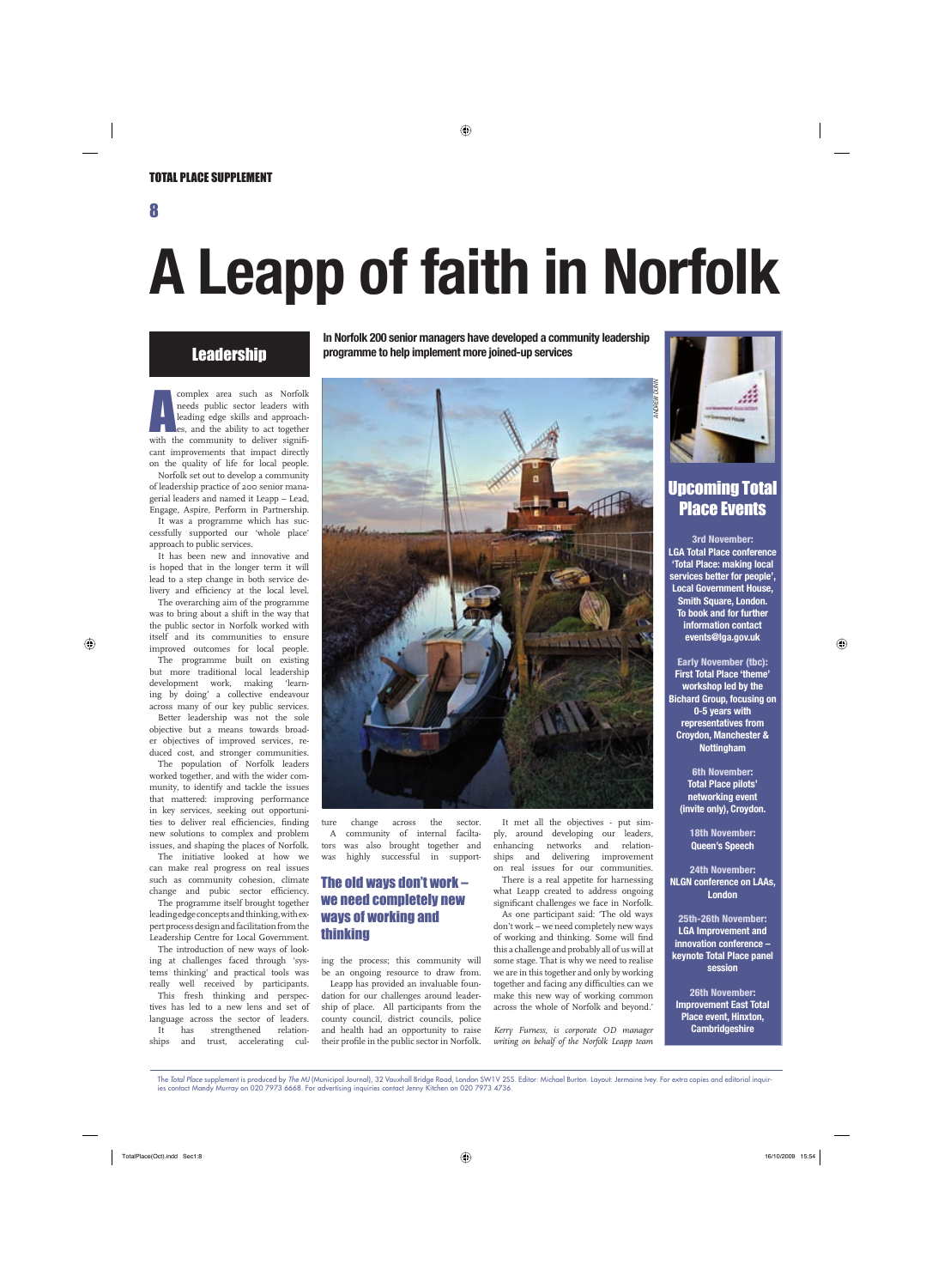# A Leapp of faith in Norfolk

## Leadership

**In Norfolk 200 senior managers have developed a community leadership programme to help implement more joined-up services**

A complex area such as Norfolk needs public sector leaders with leading edge skills and approaches, and the ability to act together with the community to deliver significant improvements that impact directly on the quality of life for local people.

Norfolk set out to develop a community of leadership practice of 200 senior managerial leaders and named it Leapp – Lead, Engage, Aspire, Perform in Partnership.

It was a programme which has successfully supported our 'whole place' approach to public services.

It has been new and innovative and is hoped that in the longer term it will lead to a step change in both service delivery and efficiency at the local level.

The overarching aim of the programme was to bring about a shift in the way that the public sector in Norfolk worked with itself and its communities to ensure improved outcomes for local people.

The programme built on existing but more traditional local leadership development work, making 'learning by doing' a collective endeavour across many of our key public services.

Better leadership was not the sole objective but a means towards broader objectives of improved services, reduced cost, and stronger communities.

The population of Norfolk leaders worked together, and with the wider community, to identify and tackle the issues that mattered: improving performance in key services, seeking out opportunities to deliver real efficiencies, finding new solutions to complex and problem issues, and shaping the places of Norfolk.

The initiative looked at how we can make real progress on real issues such as community cohesion, climate change and pubic sector efficiency.

The programme itself brought together leading edge concepts and thinking, with expert process design and facilitation from the Leadership Centre for Local Government.

The introduction of new ways of looking at challenges faced through 'systems thinking' and practical tools was really well received by participants.

This fresh thinking and perspectives has led to a new lens and set of language across the sector of leaders.

It has strengthened relationships and trust, accelerating culture change across the sector.

A community of internal facilitators was also brought together and was highly successful in supporting the process; this community will be an ongoing resource to draw from.

Leapp has provided an invaluable foundation for our challenges around leadership of place. All participants from the county council, district councils, police and health had an opportunity to raise their profile in the public sector in Norfolk.

### The old ways don't work – we need completely new ways of working and thinking

It met all the objectives - put simply, around developing our leaders, enhancing networks and relationships and delivering improvement on real issues for our communities.

There is a real appetite for harnessing what Leapp created to address ongoing significant challenges we face in Norfolk.

As one participant said: 'The old ways don't work – we need completely new ways of working and thinking. Some will find this a challenge and probably all of us will at some stage. That is why we need to realise we are in this together and only by working together and facing any difficulties can we make this new way of working common across the whole of Norfolk and beyond.'

*Kerry Furness, is corporate OD manager writing on behalf of the Norfolk Leapp team*

ANDREW DUNN

## Upcoming Total Place Events

**3rd November:**
LGA Total Place conference 'Total Place: making local services better for people', Local Government House, Smith Square, London. To book and for further information contact events@lga.gov.uk

**Early November (tbc):**
First Total Place 'theme' workshop led by the Bichard Group, focusing on 0-5 years with representatives from Croydon, Manchester & Nottingham

**6th November:**
Total Place pilots' networking event (invite only), Croydon.

**18th November:**
Queen's Speech

**24th November:**
NLGN conference on LAAs, London

**25th-26th November:**
LGA Improvement and innovation conference – keynote Total Place panel session

**26th November:**
Improvement East Total Place event, Hinxton, Cambridgeshire

The *Total Place* supplement is produced by *The MJ* (Municipal Journal), 32 Vauxhall Bridge Road, London SW1V 2SS. Editor: Michael Burton. Layout: Jermaine Ivey. For extra copies and editorial inquiries contact Mandy Murray on 020 7973 6668. For advertising inquiries contact Jenny Kitchen on 020 7973 4736.